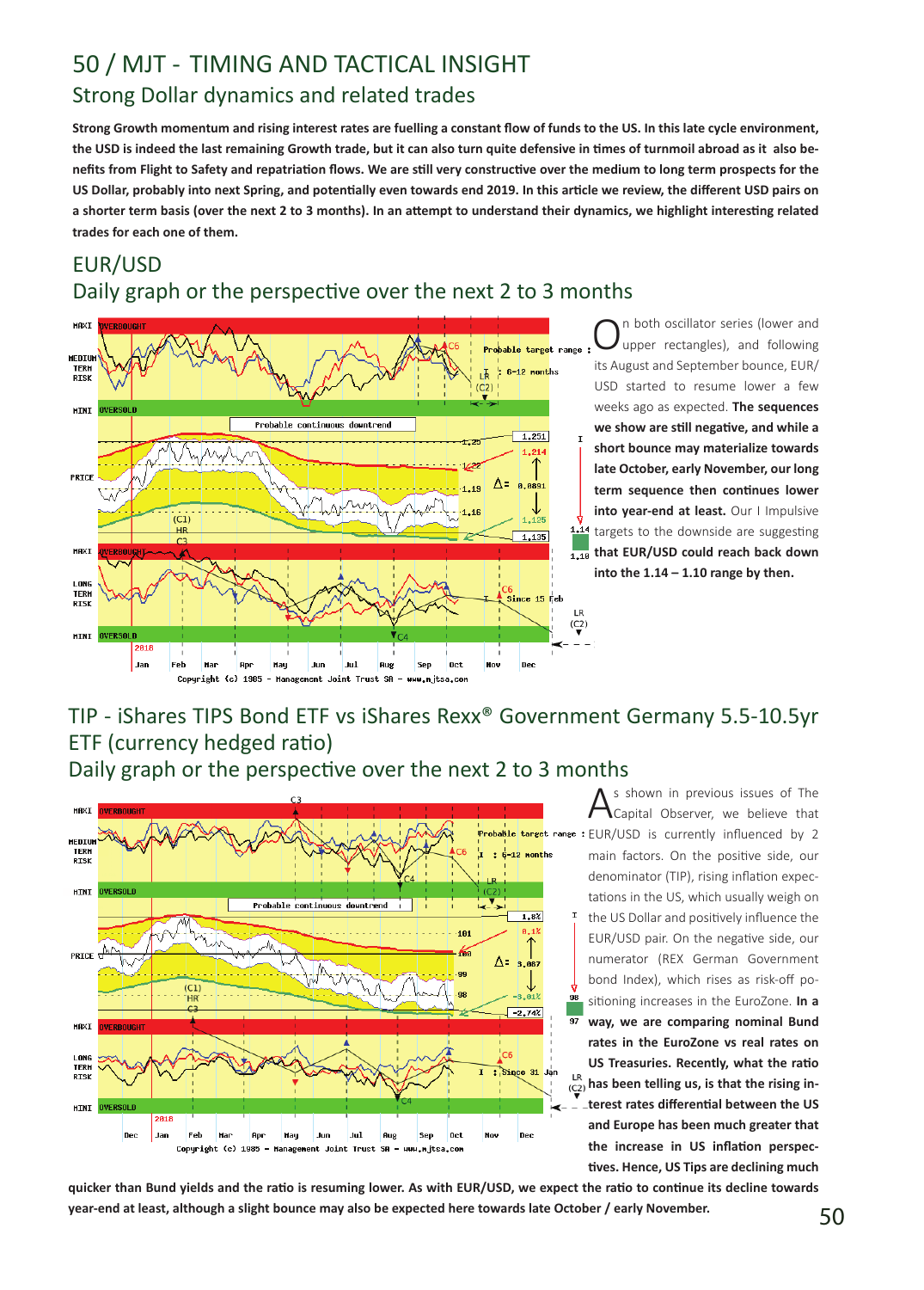# 50 / MJT - TIMING AND TACTICAL INSIGHT

## Strong Dollar dynamics and related trades

**Strong Growth momentum and rising interest rates are fuelling a constant flow of funds to the US. In this late cycle environment, the USD is indeed the last remaining Growth trade, but it can also turn quite defensive in times of turnmoil abroad as it also benefits from Flight to Safety and repatriation flows. We are still very constructive over the medium to long term prospects for the US Dollar, probably into next Spring, and potentially even towards end 2019. In this article we review, the different USD pairs on a shorter term basis (over the next 2 to 3 months). In an attempt to understand their dynamics, we highlight interesting related trades for each one of them.**

## EUR/USD

### Daily graph or the perspective over the next 2 to 3 months

On both oscillator series (lower and upper rectangles), and following its August and September bounce, EUR/USD started to resume lower a few weeks ago as expected. **The sequences we show are still negative, and while a short bounce may materialize towards late October, early November, our long term sequence then continues lower into year-end at least.** Our I Impulsive targets to the downside are suggesting **that EUR/USD could reach back down into the 1.14 – 1.10 range by then.**

## TIP - iShares TIPS Bond ETF vs iShares Rexx® Government Germany 5.5-10.5yr ETF (currency hedged ratio)

### Daily graph or the perspective over the next 2 to 3 months

As shown in previous issues of The Capital Observer, we believe that EUR/USD is currently influenced by 2 main factors. On the positive side, our denominator (TIP), rising inflation expectations in the US, which usually weigh on the US Dollar and positively influence the EUR/USD pair. On the negative side, our numerator (REX German Government bond Index), which rises as risk-off positioning increases in the EuroZone. **In a way, we are comparing nominal Bund rates in the EuroZone vs real rates on US Treasuries. Recently, what the ratio has been telling us, is that the rising interest rates differential between the US and Europe has been much greater that the increase in US inflation perspectives. Hence, US Tips are declining much quicker than Bund yields and the ratio is resuming lower. As with EUR/USD, we expect the ratio to continue its decline towards year-end at least, although a slight bounce may also be expected here towards late October / early November.**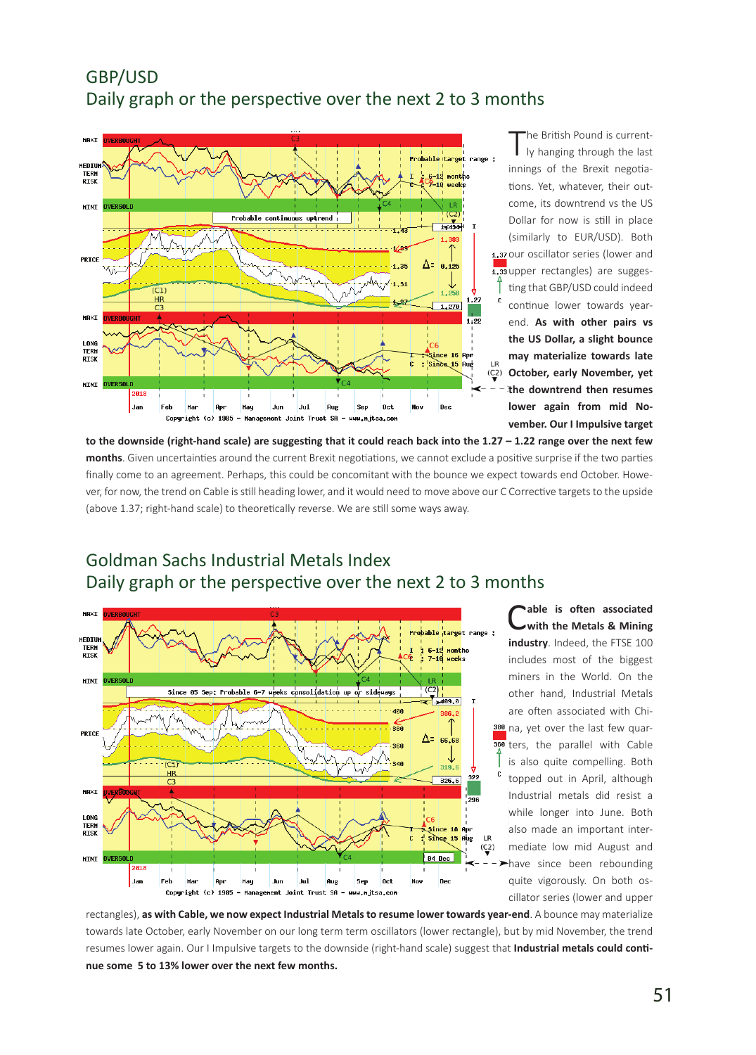## GBP/USD
## Daily graph or the perspective over the next 2 to 3 months

The British Pound is currently hanging through the last innings of the Brexit negotiations. Yet, whatever, their outcome, its downtrend vs the US Dollar for now is still in place (similarly to EUR/USD). Both our oscillator series (lower and upper rectangles) are suggesting that GBP/USD could indeed continue lower towards year-end. **As with other pairs vs the US Dollar, a slight bounce may materialize towards late October, early November, yet the downtrend then resumes lower again from mid November. Our I Impulsive target to the downside (right-hand scale) are suggesting that it could reach back into the 1.27 – 1.22 range over the next few months**. Given uncertainties around the current Brexit negotiations, we cannot exclude a positive surprise if the two parties finally come to an agreement. Perhaps, this could be concomitant with the bounce we expect towards end October. However, for now, the trend on Cable is still heading lower, and it would need to move above our C Corrective targets to the upside (above 1.37; right-hand scale) to theoretically reverse. We are still some ways away.

## Goldman Sachs Industrial Metals Index
## Daily graph or the perspective over the next 2 to 3 months

**Cable is often associated with the Metals & Mining industry**. Indeed, the FTSE 100 includes most of the biggest miners in the World. On the other hand, Industrial Metals are often associated with China, yet over the last few quarters, the parallel with Cable is also quite compelling. Both topped out in April, although Industrial metals did resist a while longer into June. Both also made an important intermediate low mid August and have since been rebounding quite vigorously. On both oscillator series (lower and upper rectangles), **as with Cable, we now expect Industrial Metals to resume lower towards year-end**. A bounce may materialize towards late October, early November on our long term term oscillators (lower rectangle), but by mid November, the trend resumes lower again. Our I Impulsive targets to the downside (right-hand scale) suggest that **Industrial metals could continue some 5 to 13% lower over the next few months.**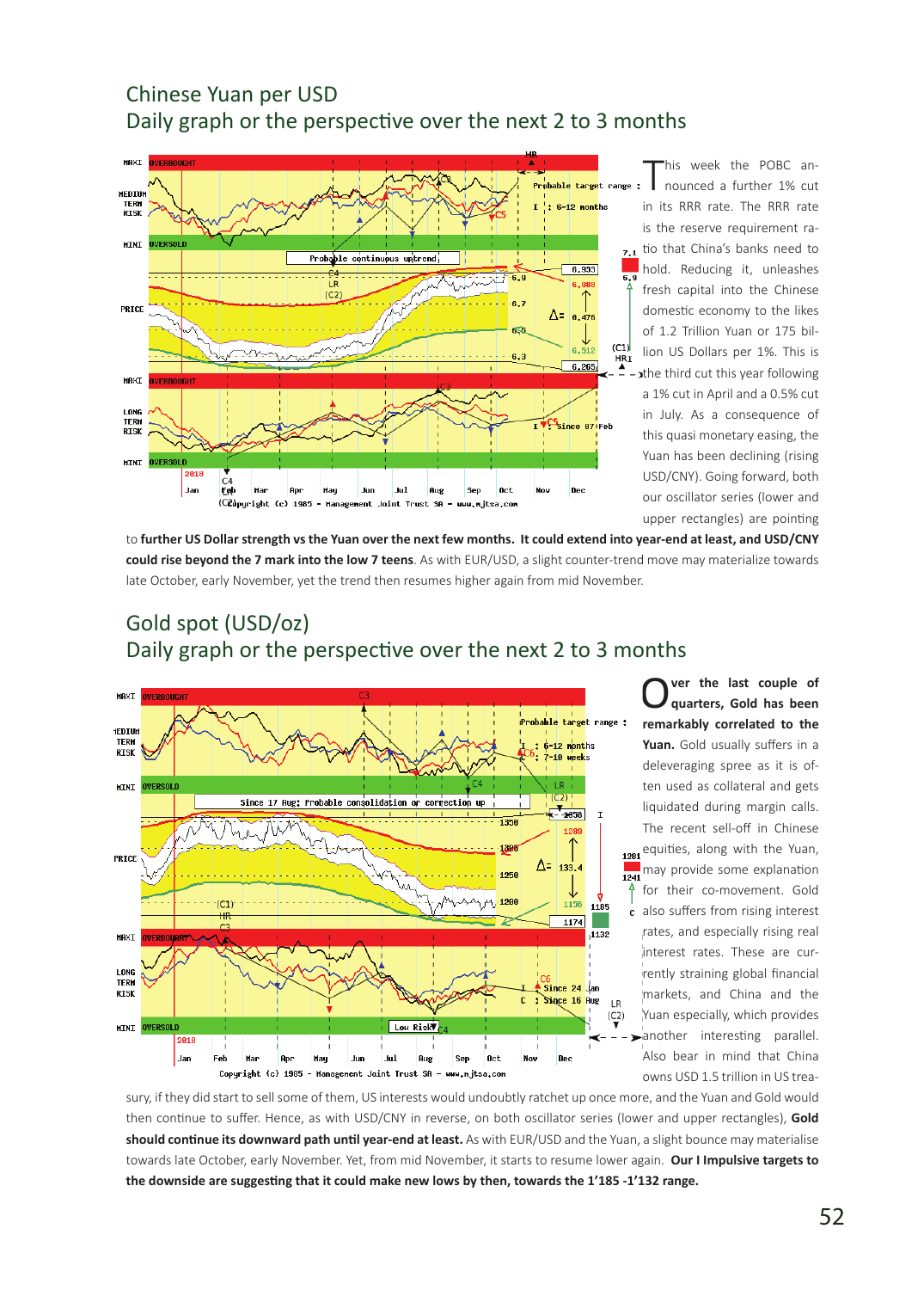## Chinese Yuan per USD

### Daily graph or the perspective over the next 2 to 3 months

This week the POBC announced a further 1% cut in its RRR rate. The RRR rate is the reserve requirement ratio that China's banks need to hold. Reducing it, unleashes fresh capital into the Chinese domestic economy to the likes of 1.2 Trillion Yuan or 175 billion US Dollars per 1%. This is the third cut this year following a 1% cut in April and a 0.5% cut in July. As a consequence of this quasi monetary easing, the Yuan has been declining (rising USD/CNY). Going forward, both our oscillator series (lower and upper rectangles) are pointing to **further US Dollar strength vs the Yuan over the next few months. It could extend into year-end at least, and USD/CNY could rise beyond the 7 mark into the low 7 teens**. As with EUR/USD, a slight counter-trend move may materialize towards late October, early November, yet the trend then resumes higher again from mid November.

## Gold spot (USD/oz)

### Daily graph or the perspective over the next 2 to 3 months

**Over the last couple of quarters, Gold has been remarkably correlated to the Yuan.** Gold usually suffers in a deleveraging spree as it is often used as collateral and gets liquidated during margin calls. The recent sell-off in Chinese equities, along with the Yuan, may provide some explanation for their co-movement. Gold also suffers from rising interest rates, and especially rising real interest rates. These are currently straining global financial markets, and China and the Yuan especially, which provides another interesting parallel. Also bear in mind that China owns USD 1.5 trillion in US treasury, if they did start to sell some of them, US interests would undoubtly ratchet up once more, and the Yuan and Gold would then continue to suffer. Hence, as with USD/CNY in reverse, on both oscillator series (lower and upper rectangles), **Gold should continue its downward path until year-end at least.** As with EUR/USD and the Yuan, a slight bounce may materialise towards late October, early November. Yet, from mid November, it starts to resume lower again. **Our I Impulsive targets to the downside are suggesting that it could make new lows by then, towards the 1'185 -1'132 range.**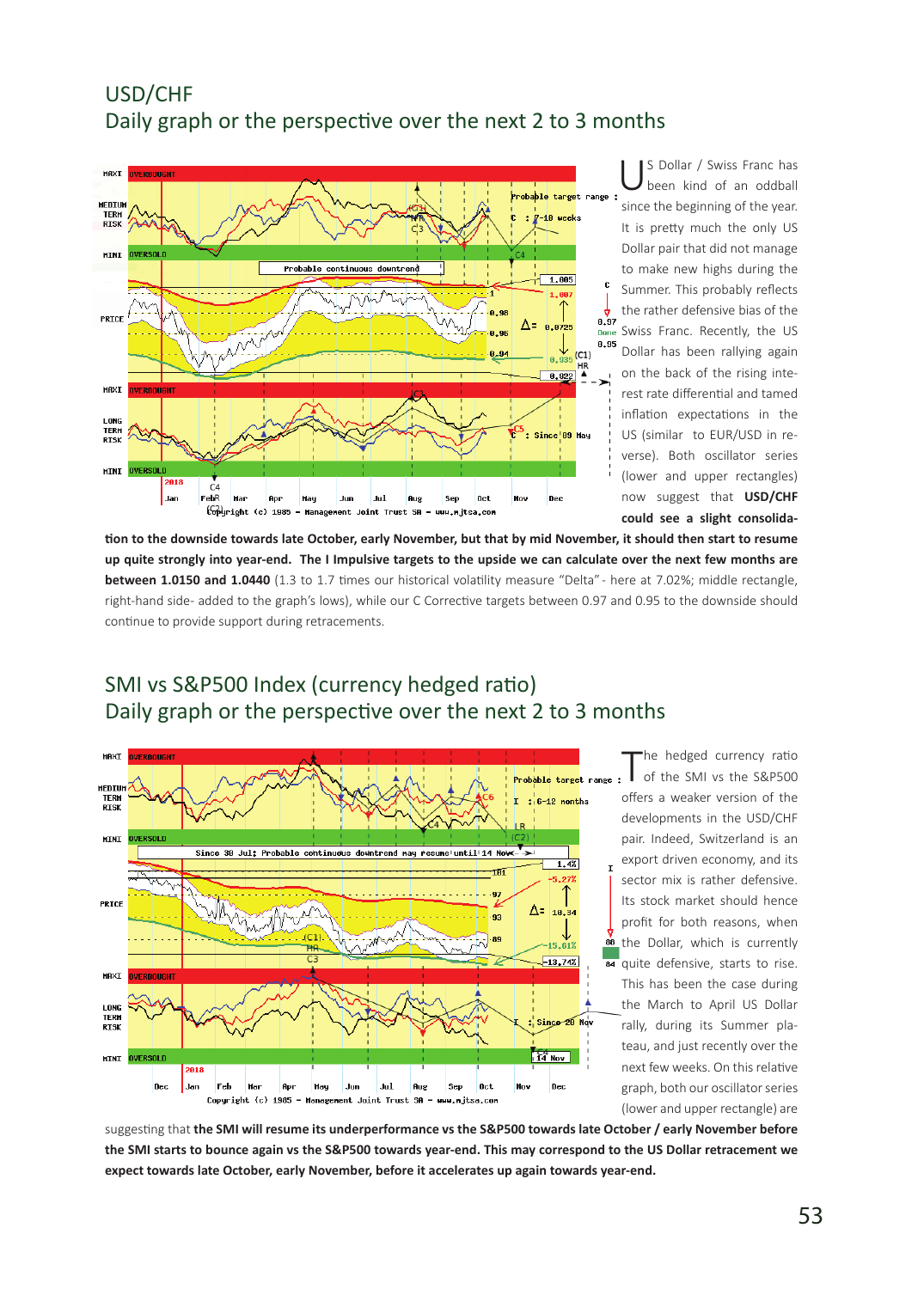## USD/CHF
### Daily graph or the perspective over the next 2 to 3 months

US Dollar / Swiss Franc has been kind of an oddball since the beginning of the year. It is pretty much the only US Dollar pair that did not manage to make new highs during the Summer. This probably reflects the rather defensive bias of the Swiss Franc. Recently, the US Dollar has been rallying again on the back of the rising interest rate differential and tamed inflation expectations in the US (similar to EUR/USD in reverse). Both oscillator series (lower and upper rectangles) now suggest that **USD/CHF could see a slight consolidation to the downside towards late October, early November, but that by mid November, it should then start to resume up quite strongly into year-end. The I Impulsive targets to the upside we can calculate over the next few months are between 1.0150 and 1.0440** (1.3 to 1.7 times our historical volatility measure "Delta" - here at 7.02%; middle rectangle, right-hand side- added to the graph's lows), while our C Corrective targets between 0.97 and 0.95 to the downside should continue to provide support during retracements.

## SMI vs S&P500 Index (currency hedged ratio)
### Daily graph or the perspective over the next 2 to 3 months

The hedged currency ratio of the SMI vs the S&P500 offers a weaker version of the developments in the USD/CHF pair. Indeed, Switzerland is an export driven economy, and its sector mix is rather defensive. Its stock market should hence profit for both reasons, when the Dollar, which is currently quite defensive, starts to rise. This has been the case during the March to April US Dollar rally, during its Summer plateau, and just recently over the next few weeks. On this relative graph, both our oscillator series (lower and upper rectangle) are suggesting that **the SMI will resume its underperformance vs the S&P500 towards late October / early November before the SMI starts to bounce again vs the S&P500 towards year-end. This may correspond to the US Dollar retracement we expect towards late October, early November, before it accelerates up again towards year-end.**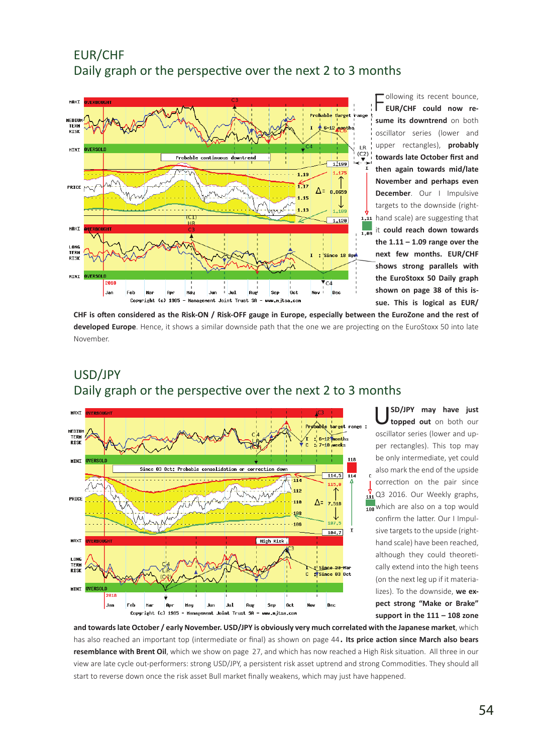## EUR/CHF
### Daily graph or the perspective over the next 2 to 3 months

Following its recent bounce, **EUR/CHF could now resume its downtrend** on both oscillator series (lower and upper rectangles), **probably towards late October first and then again towards mid/late November and perhaps even December**. Our I Impulsive targets to the downside (right-hand scale) are suggesting that it **could reach down towards the 1.11 – 1.09 range over the next few months. EUR/CHF shows strong parallels with the EuroStoxx 50 Daily graph shown on page 38 of this issue. This is logical as EUR/CHF is often considered as the Risk-ON / Risk-OFF gauge in Europe, especially between the EuroZone and the rest of developed Europe**. Hence, it shows a similar downside path that the one we are projecting on the EuroStoxx 50 into late November.

## USD/JPY
### Daily graph or the perspective over the next 2 to 3 months

USD/JPY **may have just topped out** on both our oscillator series (lower and upper rectangles). This top may be only intermediate, yet could also mark the end of the upside correction on the pair since Q3 2016. Our Weekly graphs, which are also on a top would confirm the latter. Our I Impulsive targets to the upside (right-hand scale) have been reached, although they could theoretically extend into the high teens (on the next leg up if it materializes). To the downside, **we expect strong "Make or Brake" support in the 111 – 108 zone and towards late October / early November. USD/JPY is obviously very much correlated with the Japanese market**, which has also reached an important top (intermediate or final) as shown on page 44**. Its price action since March also bears resemblance with Brent Oil**, which we show on page 27, and which has now reached a High Risk situation. All three in our view are late cycle out-performers: strong USD/JPY, a persistent risk asset uptrend and strong Commodities. They should all start to reverse down once the risk asset Bull market finally weakens, which may just have happened.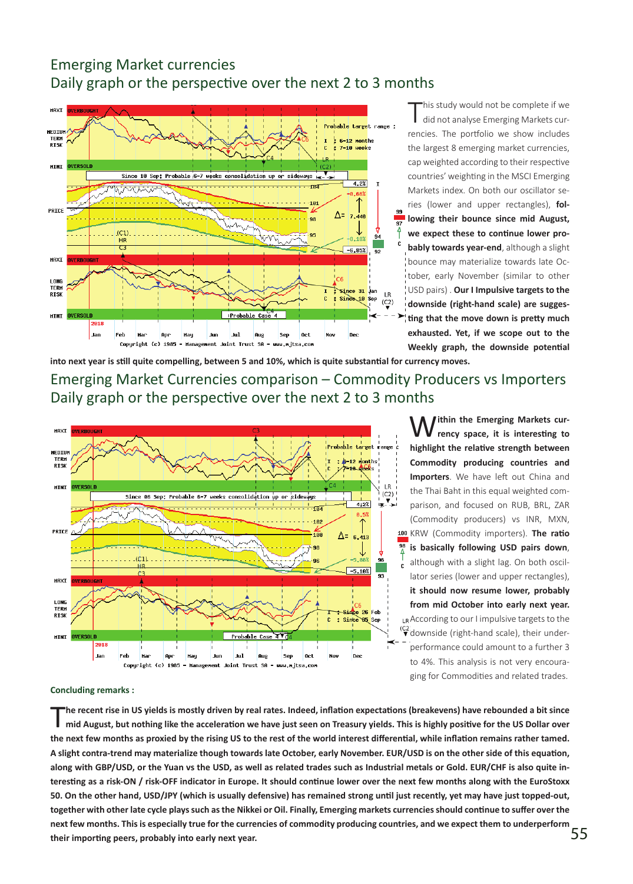## Emerging Market currencies
## Daily graph or the perspective over the next 2 to 3 months

MAXI OVERBOUGHT
MEDIUM TERM RISK
Probable target range :
I : 6-12 months
C : 7-10 weeks
C6
C4
LR (C2)
MINI OVERSOLD
Since 10 Sep: Probable 6-7 weeks consolidation up or sideways
4.2%
104
-0.66%
101
PRICE
98
Δ= 7.440
95
-0.10%
(C1)
HR
C3
-6.85%
I
99
97
94
92
C
MAXI OVERBOUGHT
LONG TERM RISK
C6
I : Since 31 Jan
C : Since 10 Sep
LR (C2)
MINI OVERSOLD
Probable Case 4
C4
2018
Jan Feb Mar Apr May Jun Jul Aug Sep Oct Nov Dec
Copyright (c) 1985 - Management Joint Trust SA - www.mjtsa.com

This study would not be complete if we did not analyse Emerging Markets currencies. The portfolio we show includes the largest 8 emerging market currencies, cap weighted according to their respective countries' weighting in the MSCI Emerging Markets index. On both our oscillator series (lower and upper rectangles), **following their bounce since mid August, we expect these to continue lower probably towards year-end**, although a slight bounce may materialize towards late October, early November (similar to other USD pairs) . **Our I Impulsive targets to the downside (right-hand scale) are suggesting that the move down is pretty much exhausted. Yet, if we scope out to the Weekly graph, the downside potential into next year is still quite compelling, between 5 and 10%, which is quite substantial for currency moves.**

## Emerging Market Currencies comparison – Commodity Producers vs Importers
## Daily graph or the perspective over the next 2 to 3 months

MAXI OVERBOUGHT
C3
MEDIUM TERM RISK
Probable target range
I : 6-12 months
C : 7-10 weeks
C6
MINI OVERSOLD
C4
LR (C2)
Since 06 Sep: Probable 6-7 weeks consolidation up or sideways
4.2%
104
0.5%
102
PRICE
100
Δ= 6.413
98
96
-5.08%
-5.10%
(C1)
HR
C3
I
100
98
96
93
C
MAXI OVERBOUGHT
LONG TERM RISK
C6
I : Since 26 Feb
C : Since 05 Sep
MINI OVERSOLD
Probable Case 4
C4
LR (C2)
2018
Jan Feb Mar Apr May Jun Jul Aug Sep Oct Nov Dec
Copyright (c) 1985 - Management Joint Trust SA - www.mjtsa.com

**Within the Emerging Markets currency space, it is interesting to highlight the relative strength between Commodity producing countries and Importers**. We have left out China and the Thai Baht in this equal weighted comparison, and focused on RUB, BRL, ZAR (Commodity producers) vs INR, MXN, KRW (Commodity importers). **The ratio is basically following USD pairs down**, although with a slight lag. On both oscillator series (lower and upper rectangles), **it should now resume lower, probably from mid October into early next year.** According to our I impulsive targets to the downside (right-hand scale), their underperformance could amount to a further 3 to 4%. This analysis is not very encouraging for Commodities and related trades.

**Concluding remarks :**

**The recent rise in US yields is mostly driven by real rates. Indeed, inflation expectations (breakevens) have rebounded a bit since mid August, but nothing like the acceleration we have just seen on Treasury yields. This is highly positive for the US Dollar over the next few months as proxied by the rising US to the rest of the world interest differential, while inflation remains rather tamed. A slight contra-trend may materialize though towards late October, early November. EUR/USD is on the other side of this equation, along with GBP/USD, or the Yuan vs the USD, as well as related trades such as Industrial metals or Gold. EUR/CHF is also quite interesting as a risk-ON / risk-OFF indicator in Europe. It should continue lower over the next few months along with the EuroStoxx 50. On the other hand, USD/JPY (which is usually defensive) has remained strong until just recently, yet may have just topped-out, together with other late cycle plays such as the Nikkei or Oil. Finally, Emerging markets currencies should continue to suffer over the next few months. This is especially true for the currencies of commodity producing countries, and we expect them to underperform their importing peers, probably into early next year.**